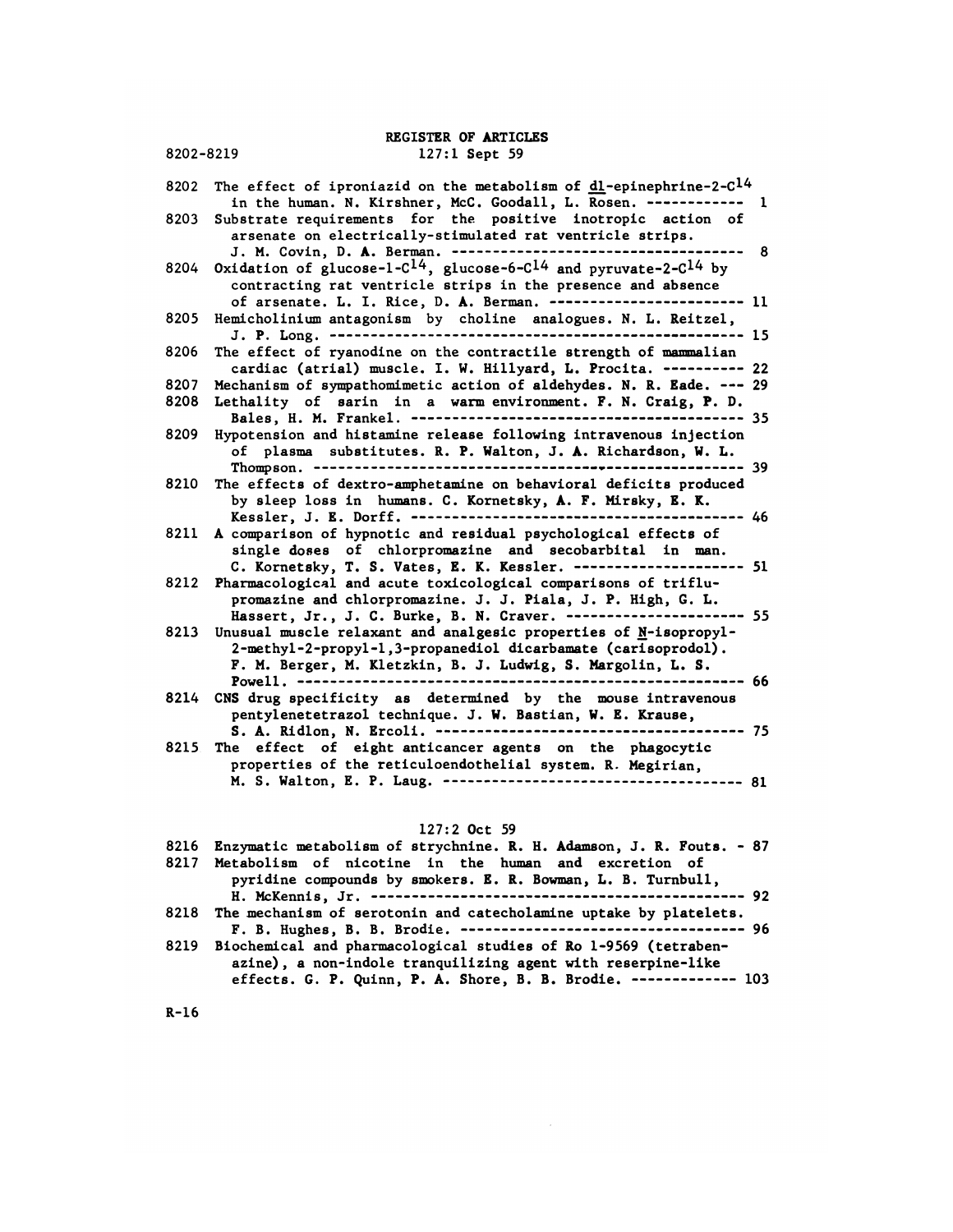# REGISTER OF ARTICLES

8202-8219

## 127:1 Sept 59

8202 The effect of iproniazid on the metabolism of dl-epinephrine-2-$C^{14}$ in the human. N. Kirshner, McC. Goodall, L. Rosen. ------------ 1

8203 Substrate requirements for the positive inotropic action of arsenate on electrically-stimulated rat ventricle strips. J. M. Covin, D. A. Berman. ------------------------------------ 8

8204 Oxidation of glucose-1-$C^{14}$, glucose-6-$C^{14}$ and pyruvate-2-$C^{14}$ by contracting rat ventricle strips in the presence and absence of arsenate. L. I. Rice, D. A. Berman. ----------------------- 11

8205 Hemicholinium antagonism by choline analogues. N. L. Reitzel, J. P. Long. -------------------------------------------------- 15

8206 The effect of ryanodine on the contractile strength of mammalian cardiac (atrial) muscle. I. W. Hillyard, L. Procita. ---------- 22

8207 Mechanism of sympathomimetic action of aldehydes. N. R. Eade. --- 29

8208 Lethality of sarin in a warm environment. F. N. Craig, P. D. Bales, H. M. Frankel. ---------------------------------------- 35

8209 Hypotension and histamine release following intravenous injection of plasma substitutes. R. P. Walton, J. A. Richardson, W. L. Thompson. ---------------------------------------------------- 39

8210 The effects of dextro-amphetamine on behavioral deficits produced by sleep loss in humans. C. Kornetsky, A. F. Mirsky, E. K. Kessler, J. E. Dorff. ----------------------------------------- 46

8211 A comparison of hypnotic and residual psychological effects of single doses of chlorpromazine and secobarbital in man. C. Kornetsky, T. S. Vates, E. K. Kessler. --------------------- 51

8212 Pharmacological and acute toxicological comparisons of triflupromazine and chlorpromazine. J. J. Piala, J. P. High, G. L. Hassert, Jr., J. C. Burke, B. N. Craver. ---------------------- 55

8213 Unusual muscle relaxant and analgesic properties of N-isopropyl-2-methyl-2-propyl-1,3-propanediol dicarbamate (carisoprodol). F. M. Berger, M. Kletzkin, B. J. Ludwig, S. Margolin, L. S. Powell. -------------------------------------------------------- 66

8214 CNS drug specificity as determined by the mouse intravenous pentylenetetrazol technique. J. W. Bastian, W. E. Krause, S. A. Ridlon, N. Ercoli. ------------------------------------- 75

8215 The effect of eight anticancer agents on the phagocytic properties of the reticuloendothelial system. R. Megirian, M. S. Walton, E. P. Laug. ------------------------------------ 81

## 127:2 Oct 59

8216 Enzymatic metabolism of strychnine. R. H. Adamson, J. R. Fouts. - 87

8217 Metabolism of nicotine in the human and excretion of pyridine compounds by smokers. E. R. Bowman, L. B. Turnbull, H. McKennis, Jr. ---------------------------------------------- 92

8218 The mechanism of serotonin and catecholamine uptake by platelets. F. B. Hughes, B. B. Brodie. ---------------------------------- 96

8219 Biochemical and pharmacological studies of Ro 1-9569 (tetrabenazine), a non-indole tranquilizing agent with reserpine-like effects. G. P. Quinn, P. A. Shore, B. B. Brodie. ------------- 103

R-16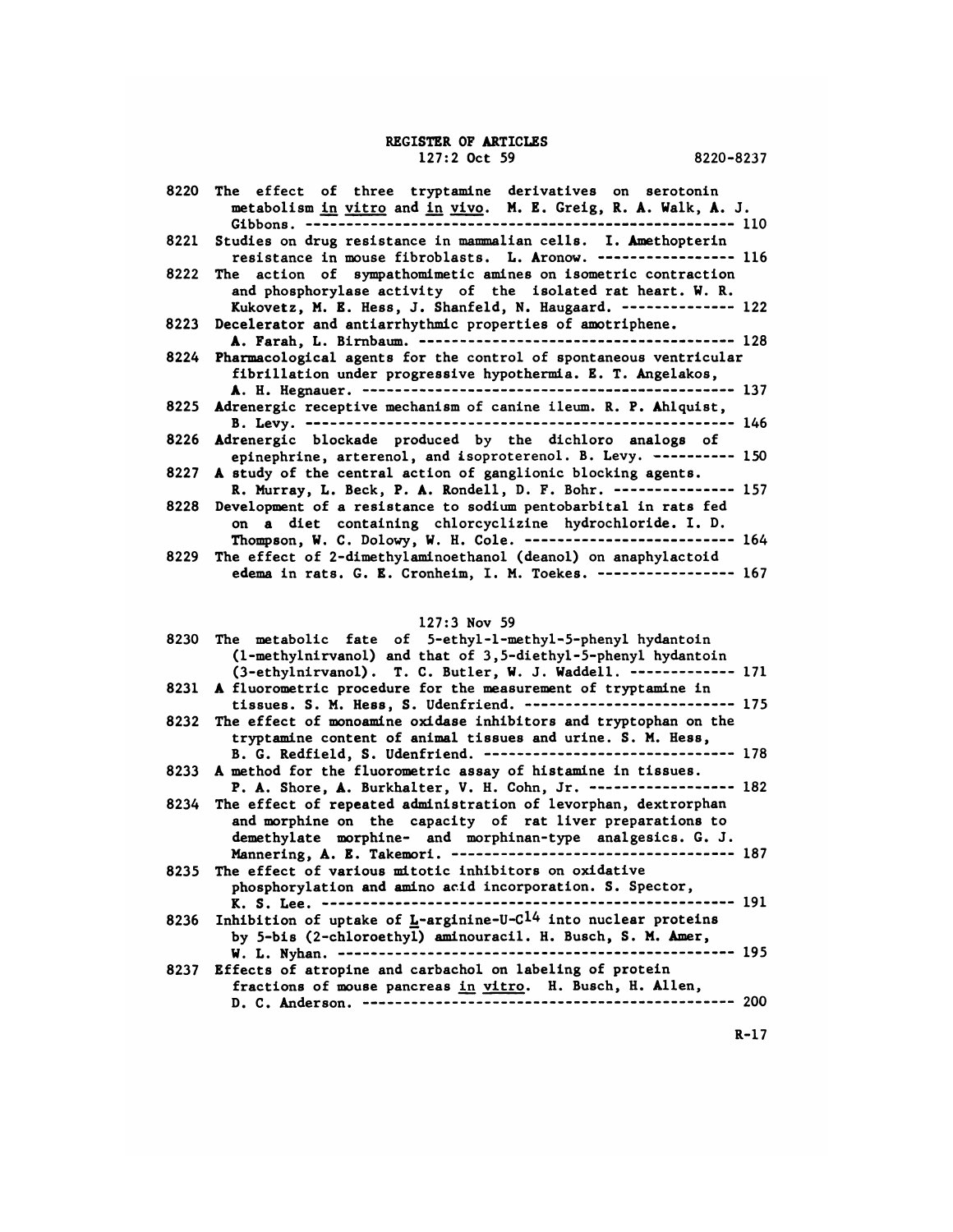# REGISTER OF ARTICLES

## 127:2 Oct 59 — 8220-8237

8220 The effect of three tryptamine derivatives on serotonin metabolism *in vitro* and *in vivo*. M. E. Greig, R. A. Walk, A. J. Gibbons. ---------- 110

8221 Studies on drug resistance in mammalian cells. I. Amethopterin resistance in mouse fibroblasts. L. Aronow. ---------- 116

8222 The action of sympathomimetic amines on isometric contraction and phosphorylase activity of the isolated rat heart. W. R. Kukovetz, M. E. Hess, J. Shanfeld, N. Haugaard. ---------- 122

8223 Decelerator and antiarrhythmic properties of amotriphene. A. Farah, L. Birnbaum. ---------- 128

8224 Pharmacological agents for the control of spontaneous ventricular fibrillation under progressive hypothermia. E. T. Angelakos, A. H. Hegnauer. ---------- 137

8225 Adrenergic receptive mechanism of canine ileum. R. P. Ahlquist, B. Levy. ---------- 146

8226 Adrenergic blockade produced by the dichloro analogs of epinephrine, arterenol, and isoproterenol. B. Levy. ---------- 150

8227 A study of the central action of ganglionic blocking agents. R. Murray, L. Beck, P. A. Rondell, D. F. Bohr. ---------- 157

8228 Development of a resistance to sodium pentobarbital in rats fed on a diet containing chlorcyclizine hydrochloride. I. D. Thompson, W. C. Dolowy, W. H. Cole. ---------- 164

8229 The effect of 2-dimethylaminoethanol (deanol) on anaphylactoid edema in rats. G. E. Cronheim, I. M. Toekes. ---------- 167

## 127:3 Nov 59

8230 The metabolic fate of 5-ethyl-1-methyl-5-phenyl hydantoin (1-methylnirvanol) and that of 3,5-diethyl-5-phenyl hydantoin (3-ethylnirvanol). T. C. Butler, W. J. Waddell. ---------- 171

8231 A fluorometric procedure for the measurement of tryptamine in tissues. S. M. Hess, S. Udenfriend. ---------- 175

8232 The effect of monoamine oxidase inhibitors and tryptophan on the tryptamine content of animal tissues and urine. S. M. Hess, B. G. Redfield, S. Udenfriend. ---------- 178

8233 A method for the fluorometric assay of histamine in tissues. P. A. Shore, A. Burkhalter, V. H. Cohn, Jr. ---------- 182

8234 The effect of repeated administration of levorphan, dextrorphan and morphine on the capacity of rat liver preparations to demethylate morphine- and morphinan-type analgesics. G. J. Mannering, A. E. Takemori. ---------- 187

8235 The effect of various mitotic inhibitors on oxidative phosphorylation and amino acid incorporation. S. Spector, K. S. Lee. ---------- 191

8236 Inhibition of uptake of L-arginine-U-$C^{14}$ into nuclear proteins by 5-bis (2-chloroethyl) aminouracil. H. Busch, S. M. Amer, W. L. Nyhan. ---------- 195

8237 Effects of atropine and carbachol on labeling of protein fractions of mouse pancreas *in vitro*. H. Busch, H. Allen, D. C. Anderson. ---------- 200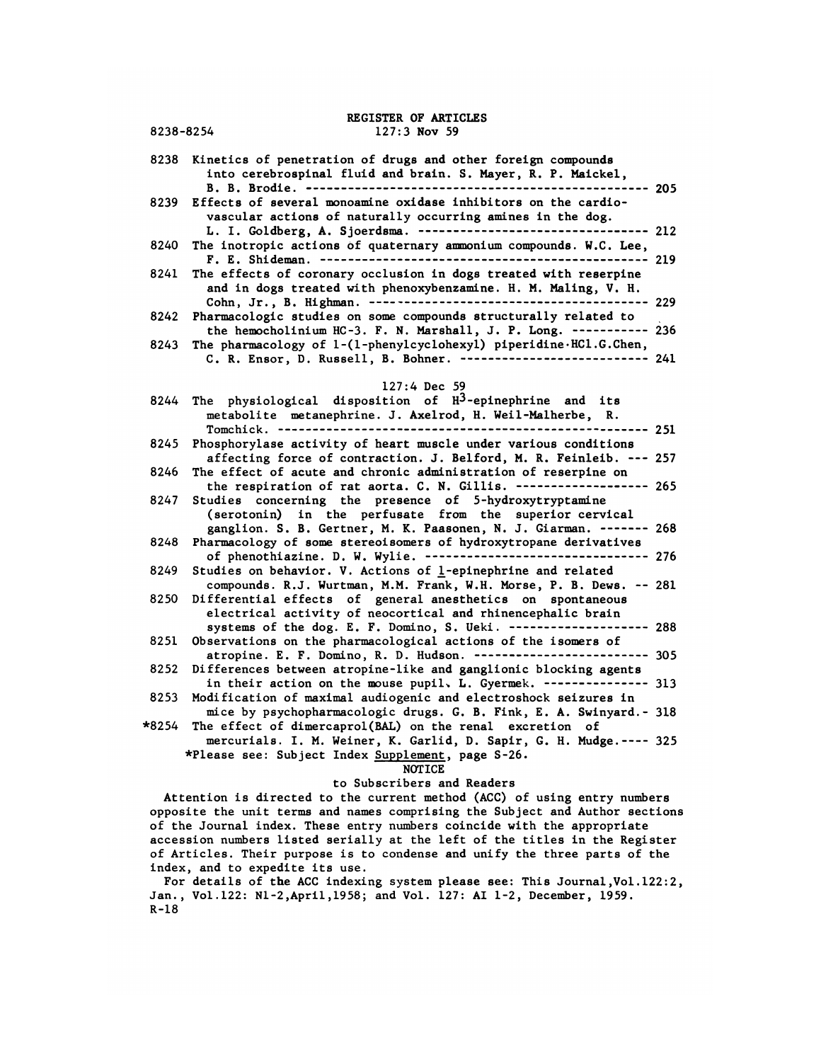# REGISTER OF ARTICLES

8238-8254

## 127:3 Nov 59

8238 Kinetics of penetration of drugs and other foreign compounds into cerebrospinal fluid and brain. S. Mayer, R. P. Maickel, B. B. Brodie. -------------------------------------------------- 205

8239 Effects of several monoamine oxidase inhibitors on the cardiovascular actions of naturally occurring amines in the dog. L. I. Goldberg, A. Sjoerdsma. --------------------------------- 212

8240 The inotropic actions of quaternary ammonium compounds. W.C. Lee, F. E. Shideman. ----------------------------------------------- 219

8241 The effects of coronary occlusion in dogs treated with reserpine and in dogs treated with phenoxybenzamine. H. M. Maling, V. H. Cohn, Jr., B. Highman. ---------------------------------------- 229

8242 Pharmacologic studies on some compounds structurally related to the hemocholinium HC-3. F. N. Marshall, J. P. Long. ----------- 236

8243 The pharmacology of 1-(1-phenylcyclohexyl) piperidine·HCl.G.Chen, C. R. Ensor, D. Russell, B. Bohner. -------------------------- 241

## 127:4 Dec 59

8244 The physiological disposition of $H^3$-epinephrine and its metabolite metanephrine. J. Axelrod, H. Weil-Malherbe, R. Tomchick. ---------------------------------------------------- 251

8245 Phosphorylase activity of heart muscle under various conditions affecting force of contraction. J. Belford, M. R. Feinleib. --- 257

8246 The effect of acute and chronic administration of reserpine on the respiration of rat aorta. C. N. Gillis. ------------------- 265

8247 Studies concerning the presence of 5-hydroxytryptamine (serotonin) in the perfusate from the superior cervical ganglion. S. B. Gertner, M. K. Paasonen, N. J. Giarman. ------- 268

8248 Pharmacology of some stereoisomers of hydroxytropane derivatives of phenothiazine. D. W. Wylie. -------------------------------- 276

8249 Studies on behavior. V. Actions of l-epinephrine and related compounds. R.J. Wurtman, M.M. Frank, W.H. Morse, P. B. Dews. -- 281

8250 Differential effects of general anesthetics on spontaneous electrical activity of neocortical and rhinencephalic brain systems of the dog. E. F. Domino, S. Ueki. -------------------- 288

8251 Observations on the pharmacological actions of the isomers of atropine. E. F. Domino, R. D. Hudson. ------------------------ 305

8252 Differences between atropine-like and ganglionic blocking agents in their action on the mouse pupil. L. Gyermek. --------------- 313

8253 Modification of maximal audiogenic and electroshock seizures in mice by psychopharmacologic drugs. G. B. Fink, E. A. Swinyard.- 318

*8254 The effect of dimercaprol(BAL) on the renal excretion of mercurials. I. M. Weiner, K. Garlid, D. Sapir, G. H. Mudge.---- 325

*Please see: Subject Index Supplement, page S-26.

## NOTICE

to Subscribers and Readers

Attention is directed to the current method (ACC) of using entry numbers opposite the unit terms and names comprising the Subject and Author sections of the Journal index. These entry numbers coincide with the appropriate accession numbers listed serially at the left of the titles in the Register of Articles. Their purpose is to condense and unify the three parts of the index, and to expedite its use.

For details of the ACC indexing system please see: This Journal,Vol.122:2, Jan., Vol.122: N1-2,April,1958; and Vol. 127: AI 1-2, December, 1959.